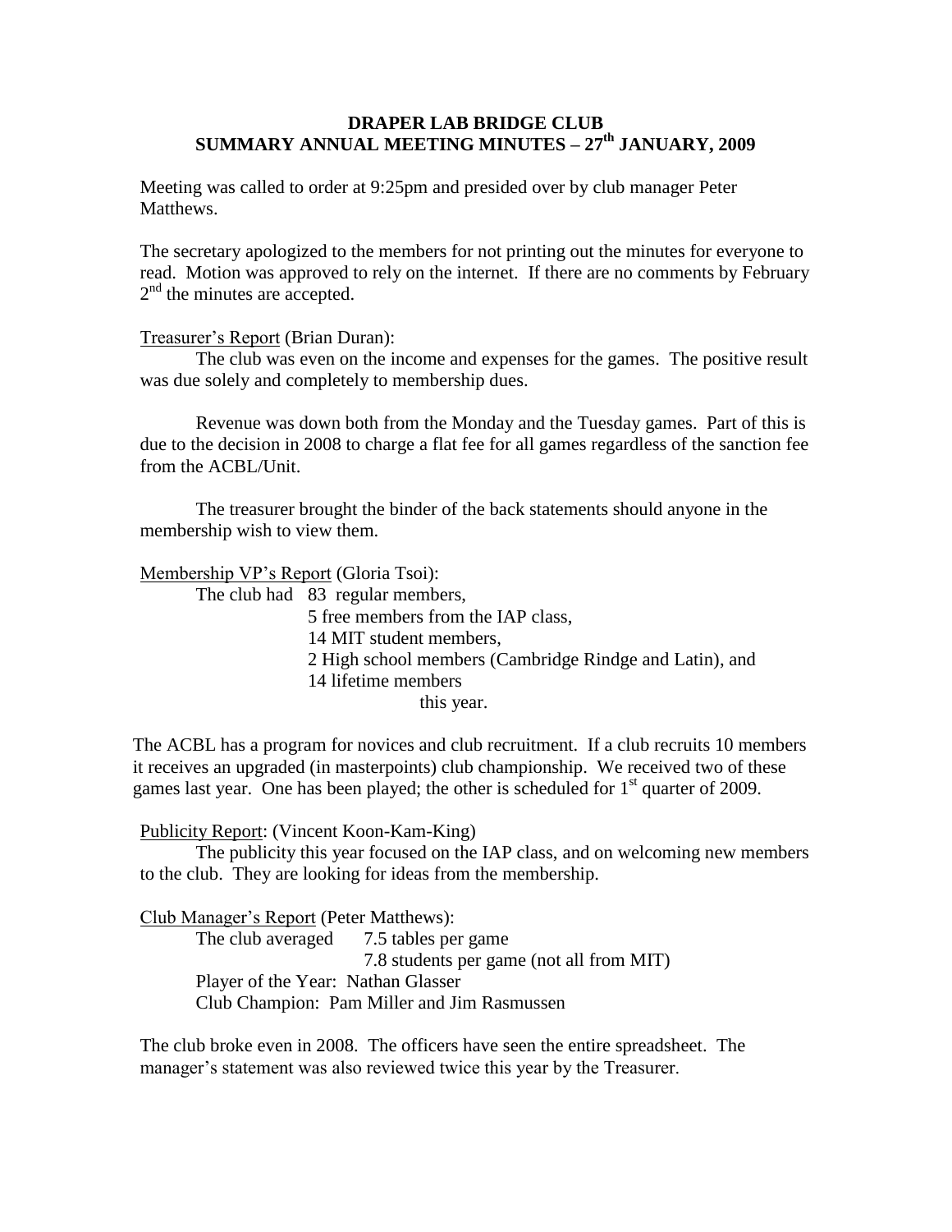# DRAPER LAB BRIDGE CLUB
## SUMMARY ANNUAL MEETING MINUTES – 27th JANUARY, 2009

Meeting was called to order at 9:25pm and presided over by club manager Peter Matthews.

The secretary apologized to the members for not printing out the minutes for everyone to read. Motion was approved to rely on the internet. If there are no comments by February 2nd the minutes are accepted.

Treasurer's Report (Brian Duran):

The club was even on the income and expenses for the games. The positive result was due solely and completely to membership dues.

Revenue was down both from the Monday and the Tuesday games. Part of this is due to the decision in 2008 to charge a flat fee for all games regardless of the sanction fee from the ACBL/Unit.

The treasurer brought the binder of the back statements should anyone in the membership wish to view them.

Membership VP's Report (Gloria Tsoi):

The club had 83 regular members,
5 free members from the IAP class,
14 MIT student members,
2 High school members (Cambridge Rindge and Latin), and
14 lifetime members
this year.

The ACBL has a program for novices and club recruitment. If a club recruits 10 members it receives an upgraded (in masterpoints) club championship. We received two of these games last year. One has been played; the other is scheduled for 1st quarter of 2009.

Publicity Report: (Vincent Koon-Kam-King)

The publicity this year focused on the IAP class, and on welcoming new members to the club. They are looking for ideas from the membership.

Club Manager's Report (Peter Matthews):

The club averaged 7.5 tables per game
7.8 students per game (not all from MIT)
Player of the Year: Nathan Glasser
Club Champion: Pam Miller and Jim Rasmussen

The club broke even in 2008. The officers have seen the entire spreadsheet. The manager's statement was also reviewed twice this year by the Treasurer.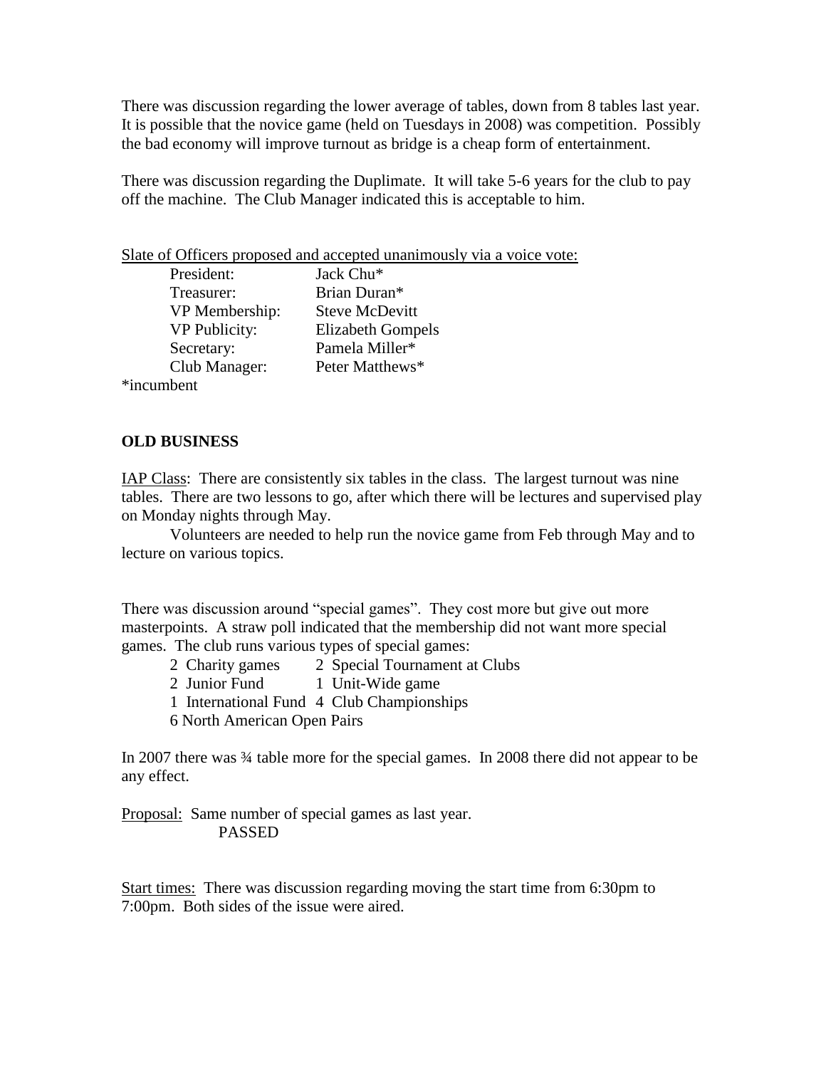There was discussion regarding the lower average of tables, down from 8 tables last year. It is possible that the novice game (held on Tuesdays in 2008) was competition. Possibly the bad economy will improve turnout as bridge is a cheap form of entertainment.

There was discussion regarding the Duplimate. It will take 5-6 years for the club to pay off the machine. The Club Manager indicated this is acceptable to him.

<u>Slate of Officers proposed and accepted unanimously via a voice vote:</u>

| | |
|---|---|
| President: | Jack Chu* |
| Treasurer: | Brian Duran* |
| VP Membership: | Steve McDevitt |
| VP Publicity: | Elizabeth Gompels |
| Secretary: | Pamela Miller* |
| Club Manager: | Peter Matthews* |

*incumbent

**OLD BUSINESS**

<u>IAP Class</u>: There are consistently six tables in the class. The largest turnout was nine tables. There are two lessons to go, after which there will be lectures and supervised play on Monday nights through May.

Volunteers are needed to help run the novice game from Feb through May and to lecture on various topics.

There was discussion around "special games". They cost more but give out more masterpoints. A straw poll indicated that the membership did not want more special games. The club runs various types of special games:

- 2 Charity games
- 2 Special Tournament at Clubs
- 2 Junior Fund
- 1 Unit-Wide game
- 1 International Fund
- 4 Club Championships
- 6 North American Open Pairs

In 2007 there was ¾ table more for the special games. In 2008 there did not appear to be any effect.

<u>Proposal:</u> Same number of special games as last year.
PASSED

<u>Start times:</u> There was discussion regarding moving the start time from 6:30pm to 7:00pm. Both sides of the issue were aired.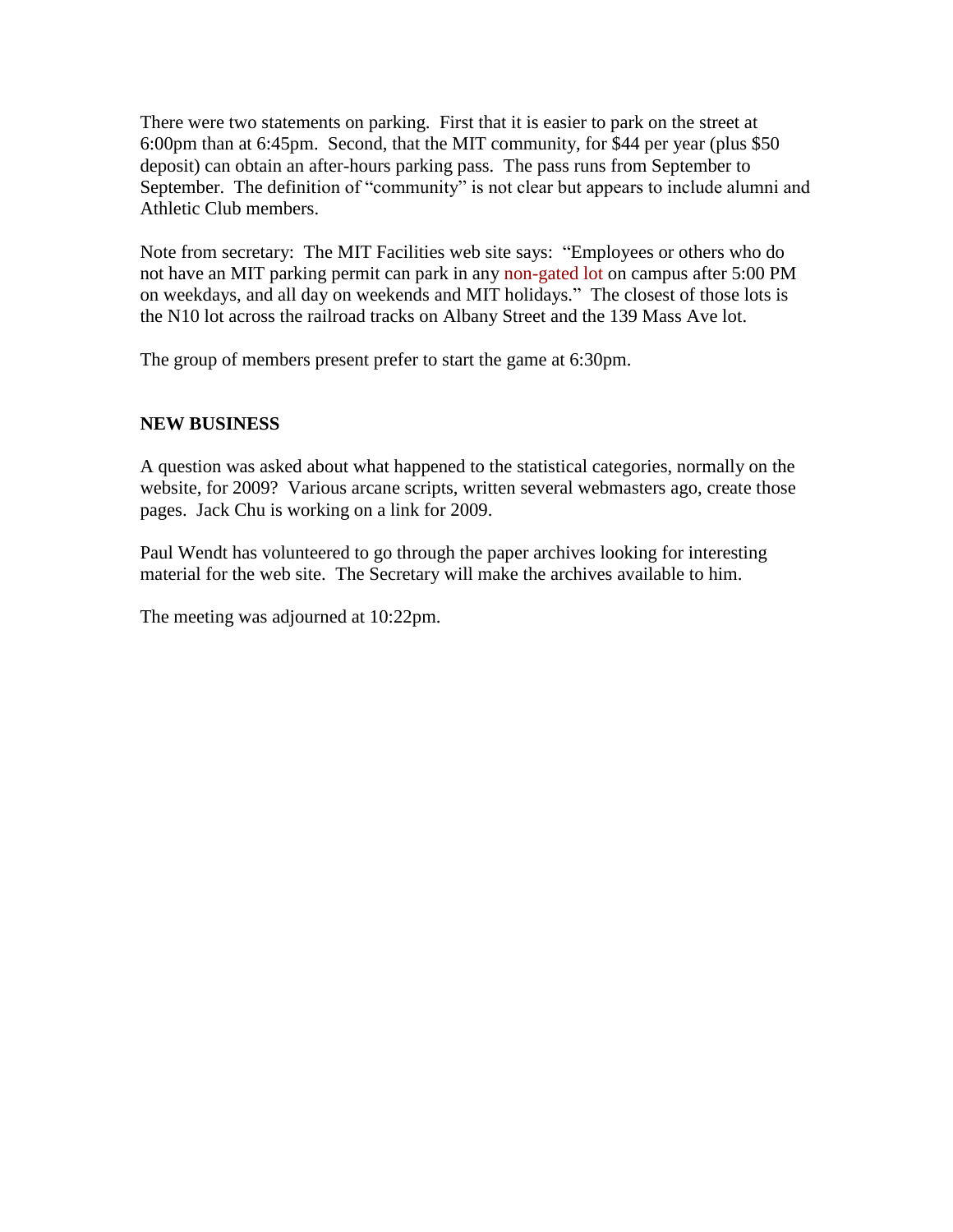There were two statements on parking. First that it is easier to park on the street at 6:00pm than at 6:45pm. Second, that the MIT community, for $44 per year (plus $50 deposit) can obtain an after-hours parking pass. The pass runs from September to September. The definition of "community" is not clear but appears to include alumni and Athletic Club members.

Note from secretary: The MIT Facilities web site says: "Employees or others who do not have an MIT parking permit can park in any non-gated lot on campus after 5:00 PM on weekdays, and all day on weekends and MIT holidays." The closest of those lots is the N10 lot across the railroad tracks on Albany Street and the 139 Mass Ave lot.

The group of members present prefer to start the game at 6:30pm.

## NEW BUSINESS

A question was asked about what happened to the statistical categories, normally on the website, for 2009? Various arcane scripts, written several webmasters ago, create those pages. Jack Chu is working on a link for 2009.

Paul Wendt has volunteered to go through the paper archives looking for interesting material for the web site. The Secretary will make the archives available to him.

The meeting was adjourned at 10:22pm.